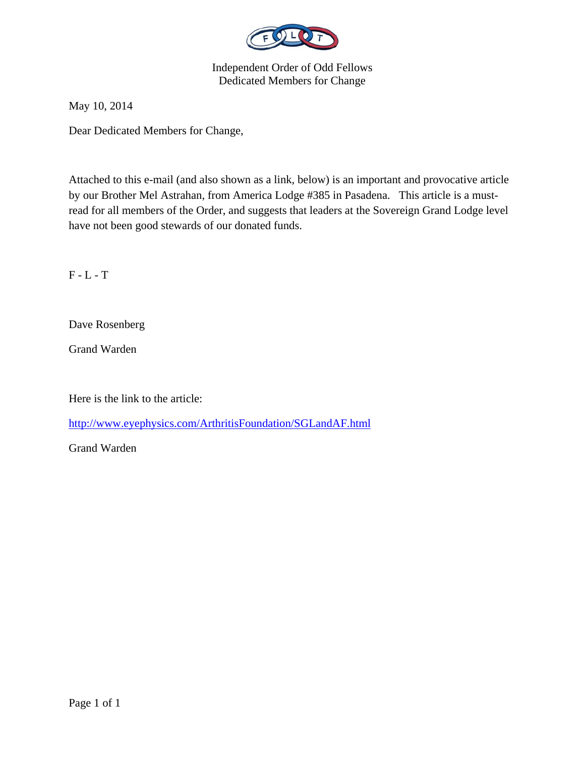Independent Order of Odd Fellows
Dedicated Members for Change

May 10, 2014

Dear Dedicated Members for Change,

Attached to this e-mail (and also shown as a link, below) is an important and provocative article by our Brother Mel Astrahan, from America Lodge #385 in Pasadena. This article is a must-read for all members of the Order, and suggests that leaders at the Sovereign Grand Lodge level have not been good stewards of our donated funds.

F - L - T

Dave Rosenberg

Grand Warden

Here is the link to the article:

http://www.eyephysics.com/ArthritisFoundation/SGLandAF.html

Grand Warden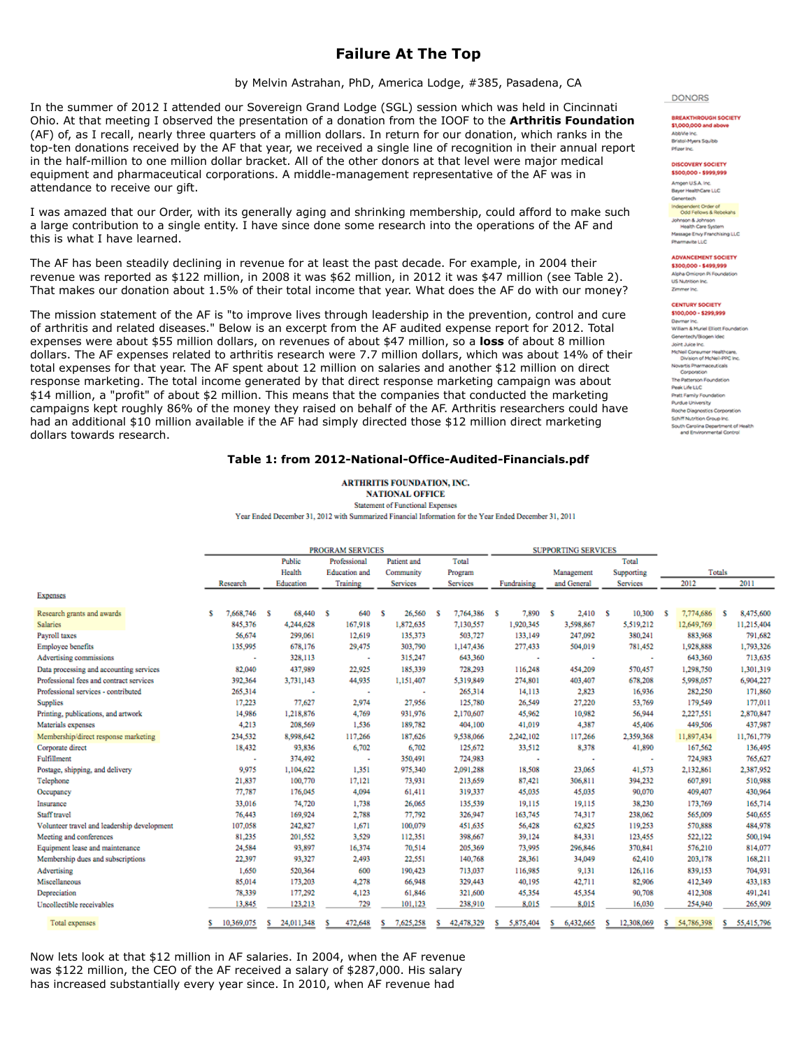# Failure At The Top

by Melvin Astrahan, PhD, America Lodge, #385, Pasadena, CA

In the summer of 2012 I attended our Sovereign Grand Lodge (SGL) session which was held in Cincinnati Ohio. At that meeting I observed the presentation of a donation from the IOOF to the **Arthritis Foundation** (AF) of, as I recall, nearly three quarters of a million dollars. In return for our donation, which ranks in the top-ten donations received by the AF that year, we received a single line of recognition in their annual report in the half-million to one million dollar bracket. All of the other donors at that level were major medical equipment and pharmaceutical corporations. A middle-management representative of the AF was in attendance to receive our gift.

I was amazed that our Order, with its generally aging and shrinking membership, could afford to make such a large contribution to a single entity. I have since done some research into the operations of the AF and this is what I have learned.

The AF has been steadily declining in revenue for at least the past decade. For example, in 2004 their revenue was reported as $122 million, in 2008 it was $62 million, in 2012 it was $47 million (see Table 2). That makes our donation about 1.5% of their total income that year. What does the AF do with our money?

The mission statement of the AF is "to improve lives through leadership in the prevention, control and cure of arthritis and related diseases." Below is an excerpt from the AF audited expense report for 2012. Total expenses were about $55 million dollars, on revenues of about $47 million, so a **loss** of about 8 million dollars. The AF expenses related to arthritis research were 7.7 million dollars, which was about 14% of their total expenses for that year. The AF spent about 12 million on salaries and another $12 million on direct response marketing. The total income generated by that direct response marketing campaign was about $14 million, a "profit" of about $2 million. This means that the companies that conducted the marketing campaigns kept roughly 86% of the money they raised on behalf of the AF. Arthritis researchers could have had an additional $10 million available if the AF had simply directed those $12 million direct marketing dollars towards research.

DONORS

**BREAKTHROUGH SOCIETY**
**$1,000,000 and above**
AbbVie Inc.
Bristol-Myers Squibb
Pfizer Inc.

**DISCOVERY SOCIETY**
**$500,000 - $999,999**
Amgen U.S.A. Inc.
Bayer HealthCare LLC
Genentech
Independent Order of Odd Fellows & Rebekahs
Johnson & Johnson Health Care System
Massage Envy Franchising LLC
Pharmavite LLC

**ADVANCEMENT SOCIETY**
**$300,000 - $499,999**
Alpha Omicron Pi Foundation
US Nutrition Inc.
Zimmer Inc.

**CENTURY SOCIETY**
**$100,000 - $299,999**
Davmar Inc.
William & Muriel Elliott Foundation
Genentech/Biogen Idec
Joint Juice Inc.
McNeil Consumer Healthcare, Division of McNeil-PPC Inc.
Novartis Pharmaceuticals Corporation
The Patterson Foundation
Peak Life LLC
Pratt Family Foundation
Purdue University
Roche Diagnostics Corporation
Schiff Nutrition Group Inc.
South Carolina Department of Health and Environmental Control

**Table 1: from 2012-National-Office-Audited-Financials.pdf**

**ARTHRITIS FOUNDATION, INC.**
**NATIONAL OFFICE**
Statement of Functional Expenses
Year Ended December 31, 2012 with Summarized Financial Information for the Year Ended December 31, 2011

| | PROGRAM SERVICES | | | | | SUPPORTING SERVICES | | | Totals | |
|---|---|---|---|---|---|---|---|---|---|---|
| Expenses | Research | Public Health Education | Professional Education and Training | Patient and Community Services | Total Program Services | Fundraising | Management and General | Total Supporting Services | 2012 | 2011 |
| Research grants and awards | $ 7,668,746 | $ 68,440 | $ 640 | $ 26,560 | $ 7,764,386 | $ 7,890 | $ 2,410 | $ 10,300 | $ 7,774,686 | $ 8,475,600 |
| Salaries | 845,376 | 4,244,628 | 167,918 | 1,872,635 | 7,130,557 | 1,920,345 | 3,598,867 | 5,519,212 | 12,649,769 | 11,215,404 |
| Payroll taxes | 56,674 | 299,061 | 12,619 | 135,373 | 503,727 | 133,149 | 247,092 | 380,241 | 883,968 | 791,682 |
| Employee benefits | 135,995 | 678,176 | 29,475 | 303,790 | 1,147,436 | 277,433 | 504,019 | 781,452 | 1,928,888 | 1,793,326 |
| Advertising commissions | - | 328,113 | - | 315,247 | 643,360 | - | - | - | 643,360 | 713,635 |
| Data processing and accounting services | 82,040 | 437,989 | 22,925 | 185,339 | 728,293 | 116,248 | 454,209 | 570,457 | 1,298,750 | 1,301,319 |
| Professional fees and contract services | 392,364 | 3,731,143 | 44,935 | 1,151,407 | 5,319,849 | 274,801 | 403,407 | 678,208 | 5,998,057 | 6,904,227 |
| Professional services - contributed | 265,314 | - | - | - | 265,314 | 14,113 | 2,823 | 16,936 | 282,250 | 171,860 |
| Supplies | 17,223 | 77,627 | 2,974 | 27,956 | 125,780 | 26,549 | 27,220 | 53,769 | 179,549 | 177,011 |
| Printing, publications, and artwork | 14,986 | 1,218,876 | 4,769 | 931,976 | 2,170,607 | 45,962 | 10,982 | 56,944 | 2,227,551 | 2,870,847 |
| Materials expenses | 4,213 | 208,569 | 1,536 | 189,782 | 404,100 | 41,019 | 4,387 | 45,406 | 449,506 | 437,987 |
| Membership/direct response marketing | 234,532 | 8,998,642 | 117,266 | 187,626 | 9,538,066 | 2,242,102 | 117,266 | 2,359,368 | 11,897,434 | 11,761,779 |
| Corporate direct | 18,432 | 93,836 | 6,702 | 6,702 | 125,672 | 33,512 | 8,378 | 41,890 | 167,562 | 136,495 |
| Fulfillment | - | 374,492 | - | 350,491 | 724,983 | - | - | - | 724,983 | 765,627 |
| Postage, shipping, and delivery | 9,975 | 1,104,622 | 1,351 | 975,340 | 2,091,288 | 18,508 | 23,065 | 41,573 | 2,132,861 | 2,387,952 |
| Telephone | 21,837 | 100,770 | 17,121 | 73,931 | 213,659 | 87,421 | 306,811 | 394,232 | 607,891 | 510,988 |
| Occupancy | 77,787 | 176,045 | 4,094 | 61,411 | 319,337 | 45,035 | 45,035 | 90,070 | 409,407 | 430,964 |
| Insurance | 33,016 | 74,720 | 1,738 | 26,065 | 135,539 | 19,115 | 19,115 | 38,230 | 173,769 | 165,714 |
| Staff travel | 76,443 | 169,924 | 2,788 | 77,792 | 326,947 | 163,745 | 74,317 | 238,062 | 565,009 | 540,655 |
| Volunteer travel and leadership development | 107,058 | 242,827 | 1,671 | 100,079 | 451,635 | 56,428 | 62,825 | 119,253 | 570,888 | 484,978 |
| Meeting and conferences | 81,235 | 201,552 | 3,529 | 112,351 | 398,667 | 39,124 | 84,331 | 123,455 | 522,122 | 500,194 |
| Equipment lease and maintenance | 24,584 | 93,897 | 16,374 | 70,514 | 205,369 | 73,995 | 296,846 | 370,841 | 576,210 | 814,077 |
| Membership dues and subscriptions | 22,397 | 93,327 | 2,493 | 22,551 | 140,768 | 28,361 | 34,049 | 62,410 | 203,178 | 168,211 |
| Advertising | 1,650 | 520,364 | 600 | 190,423 | 713,037 | 116,985 | 9,131 | 126,116 | 839,153 | 704,931 |
| Miscellaneous | 85,014 | 173,203 | 4,278 | 66,948 | 329,443 | 40,195 | 42,711 | 82,906 | 412,349 | 433,183 |
| Depreciation | 78,339 | 177,292 | 4,123 | 61,846 | 321,600 | 45,354 | 45,354 | 90,708 | 412,308 | 491,241 |
| Uncollectible receivables | 13,845 | 123,213 | 729 | 101,123 | 238,910 | 8,015 | 8,015 | 16,030 | 254,940 | 265,909 |
| Total expenses | $ 10,369,075 | $ 24,011,348 | $ 472,648 | $ 7,625,258 | $ 42,478,329 | $ 5,875,404 | $ 6,432,665 | $ 12,308,069 | $ 54,786,398 | $ 55,415,796 |

Now lets look at that $12 million in AF salaries. In 2004, when the AF revenue was $122 million, the CEO of the AF received a salary of $287,000. His salary has increased substantially every year since. In 2010, when AF revenue had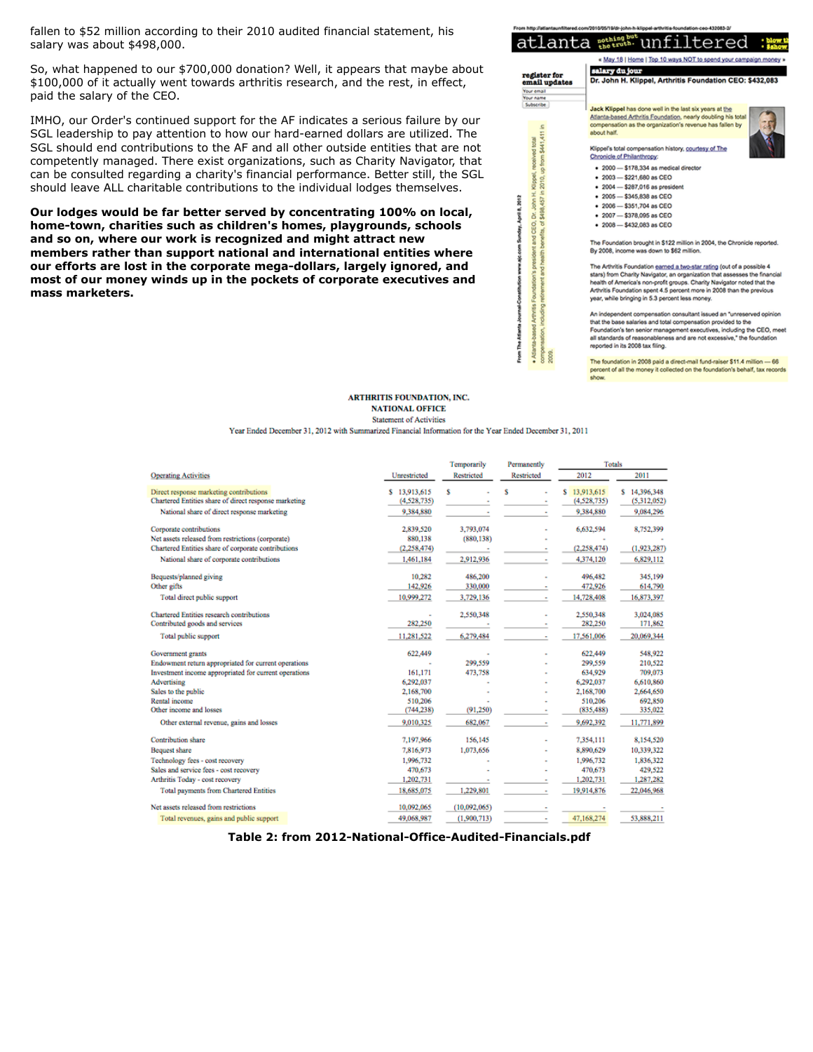fallen to $52 million according to their 2010 audited financial statement, his salary was about $498,000.

So, what happened to our $700,000 donation? Well, it appears that maybe about $100,000 of it actually went towards arthritis research, and the rest, in effect, paid the salary of the CEO.

IMHO, our Order's continued support for the AF indicates a serious failure by our SGL leadership to pay attention to how our hard-earned dollars are utilized. The SGL should end contributions to the AF and all other outside entities that are not competently managed. There exist organizations, such as Charity Navigator, that can be consulted regarding a charity's financial performance. Better still, the SGL should leave ALL charitable contributions to the individual lodges themselves.

**Our lodges would be far better served by concentrating 100% on local, home-town, charities such as children's homes, playgrounds, schools and so on, where our work is recognized and might attract new members rather than support national and international entities where our efforts are lost in the corporate mega-dollars, largely ignored, and most of our money winds up in the pockets of corporate executives and mass marketers.**

From http://atlantaunfiltered.com/2010/05/19/dr-john-h-klippel-arthritis-foundation-ceo-432083-2/

atlanta nothing but the truth. unfiltered

« May 18 | Home | Top 10 ways NOT to spend your campaign money »

register for email updates

salary du jour

Dr. John H. Klippel, Arthritis Foundation CEO: $432,083

Jack Klippel has done well in the last six years at the Atlanta-based Arthritis Foundation, nearly doubling his total compensation as the organization's revenue has fallen by about half.

Klippel's total compensation history, courtesy of The Chronicle of Philanthropy:

- 2000 — $178,334 as medical director
- 2003 — $221,680 as CEO
- 2004 — $287,016 as president
- 2005 — $345,838 as CEO
- 2006 — $351,704 as CEO
- 2007 — $378,095 as CEO
- 2008 — $432,083 as CEO

The Foundation brought in $122 million in 2004, the Chronicle reported. By 2008, income was down to $62 million.

The Arthritis Foundation earned a two-star rating (out of a possible 4 stars) from Charity Navigator, an organization that assesses the financial health of America's non-profit groups. Charity Navigator noted that the Arthritis Foundation spent 4.5 percent more in 2008 than the previous year, while bringing in 5.3 percent less money.

An independent compensation consultant issued an "unreserved opinion that the base salaries and total compensation provided to the Foundation's ten senior management executives, including the CEO, meet all standards of reasonableness and are not excessive," the foundation reported in its 2008 tax filing.

The foundation in 2008 paid a direct-mail fund-raiser $11.4 million — 66 percent of all the money it collected on the foundation's behalf, tax records show.

From The Atlanta Journal-Constitution www.ajc.com Sunday, April 8, 2012

• Atlanta-based Arthritis Foundation's president and CEO, Dr. John H. Klippel, received total compensation, including retirement and health benefits, of $498,457 in 2010, up from $441,411 in 2009.

ARTHRITIS FOUNDATION, INC.
NATIONAL OFFICE
Statement of Activities
Year Ended December 31, 2012 with Summarized Financial Information for the Year Ended December 31, 2011

| Operating Activities | Unrestricted | Temporarily Restricted | Permanently Restricted | Totals 2012 | Totals 2011 |
|---|---|---|---|---|---|
| Direct response marketing contributions | $ 13,913,615 | $ - | $ - | $ 13,913,615 | $ 14,396,348 |
| Chartered Entities share of direct response marketing | (4,528,735) | - | - | (4,528,735) | (5,312,052) |
| National share of direct response marketing | 9,384,880 | - | - | 9,384,880 | 9,084,296 |
| Corporate contributions | 2,839,520 | 3,793,074 | - | 6,632,594 | 8,752,399 |
| Net assets released from restrictions (corporate) | 880,138 | (880,138) | - | - | - |
| Chartered Entities share of corporate contributions | (2,258,474) | - | - | (2,258,474) | (1,923,287) |
| National share of corporate contributions | 1,461,184 | 2,912,936 | - | 4,374,120 | 6,829,112 |
| Bequests/planned giving | 10,282 | 486,200 | - | 496,482 | 345,199 |
| Other gifts | 142,926 | 330,000 | - | 472,926 | 614,790 |
| Total direct public support | 10,999,272 | 3,729,136 | - | 14,728,408 | 16,873,397 |
| Chartered Entities research contributions | - | 2,550,348 | - | 2,550,348 | 3,024,085 |
| Contributed goods and services | 282,250 | - | - | 282,250 | 171,862 |
| Total public support | 11,281,522 | 6,279,484 | - | 17,561,006 | 20,069,344 |
| Government grants | 622,449 | - | - | 622,449 | 548,922 |
| Endowment return appropriated for current operations | - | 299,559 | - | 299,559 | 210,522 |
| Investment income appropriated for current operations | 161,171 | 473,758 | - | 634,929 | 709,073 |
| Advertising | 6,292,037 | - | - | 6,292,037 | 6,610,860 |
| Sales to the public | 2,168,700 | - | - | 2,168,700 | 2,664,650 |
| Rental income | 510,206 | - | - | 510,206 | 692,850 |
| Other income and losses | (744,238) | (91,250) | - | (835,488) | 335,022 |
| Other external revenue, gains and losses | 9,010,325 | 682,067 | - | 9,692,392 | 11,771,899 |
| Contribution share | 7,197,966 | 156,145 | - | 7,354,111 | 8,154,520 |
| Bequest share | 7,816,973 | 1,073,656 | - | 8,890,629 | 10,339,322 |
| Technology fees - cost recovery | 1,996,732 | - | - | 1,996,732 | 1,836,322 |
| Sales and service fees - cost recovery | 470,673 | - | - | 470,673 | 429,522 |
| Arthritis Today - cost recovery | 1,202,731 | - | - | 1,202,731 | 1,287,282 |
| Total payments from Chartered Entities | 18,685,075 | 1,229,801 | - | 19,914,876 | 22,046,968 |
| Net assets released from restrictions | 10,092,065 | (10,092,065) | - | - | - |
| Total revenues, gains and public support | 49,068,987 | (1,900,713) | - | 47,168,274 | 53,888,211 |

**Table 2: from 2012-National-Office-Audited-Financials.pdf**